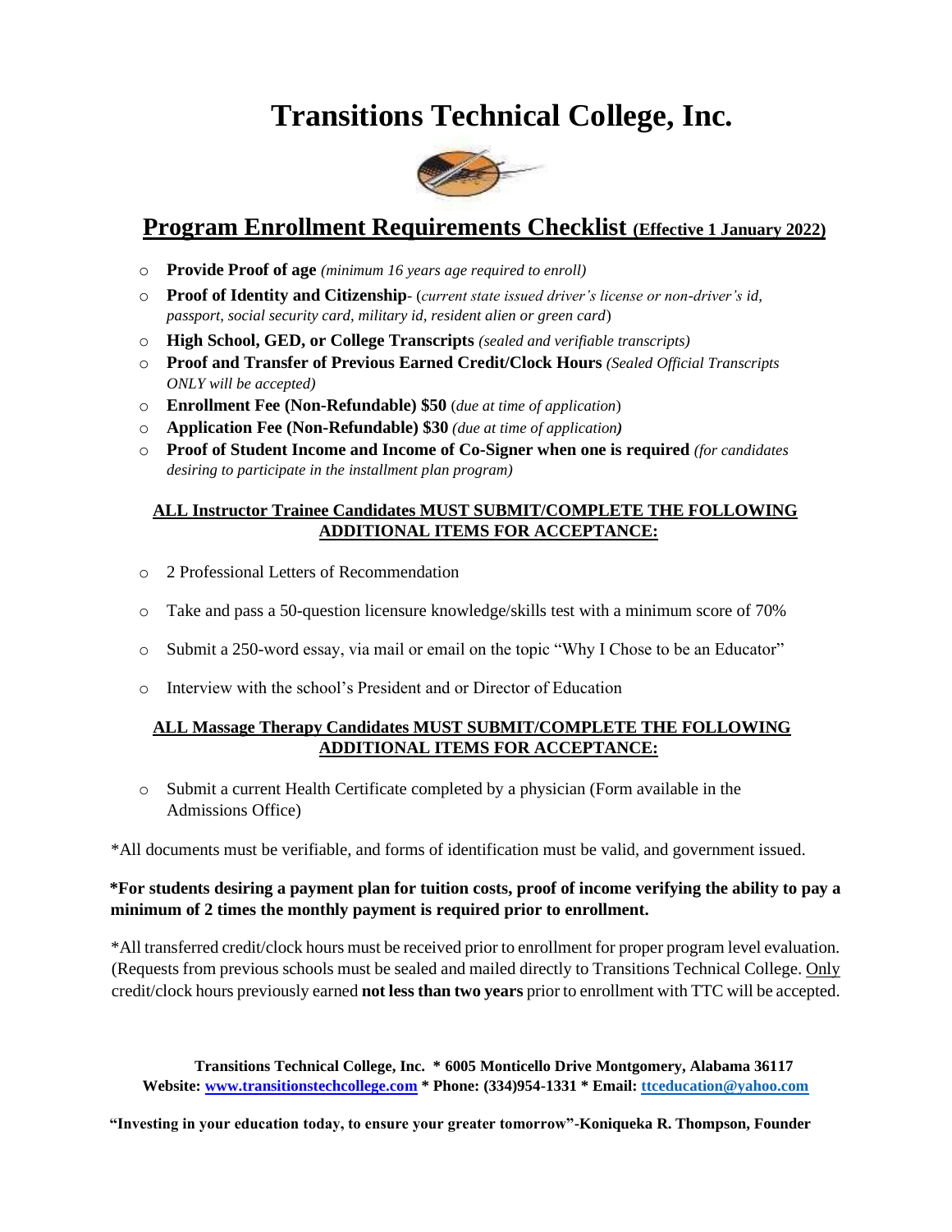# Transitions Technical College, Inc.

## Program Enrollment Requirements Checklist (Effective 1 January 2022)

- **Provide Proof of age** *(minimum 16 years age required to enroll)*
- **Proof of Identity and Citizenship**- (*current state issued driver's license or non-driver's id, passport, social security card, military id, resident alien or green card*)
- **High School, GED, or College Transcripts** *(sealed and verifiable transcripts)*
- **Proof and Transfer of Previous Earned Credit/Clock Hours** *(Sealed Official Transcripts ONLY will be accepted)*
- **Enrollment Fee (Non-Refundable) $50** (*due at time of application*)
- **Application Fee (Non-Refundable) $30** *(due at time of application)*
- **Proof of Student Income and Income of Co-Signer when one is required** *(for candidates desiring to participate in the installment plan program)*

### ALL Instructor Trainee Candidates MUST SUBMIT/COMPLETE THE FOLLOWING ADDITIONAL ITEMS FOR ACCEPTANCE:

- 2 Professional Letters of Recommendation
- Take and pass a 50-question licensure knowledge/skills test with a minimum score of 70%
- Submit a 250-word essay, via mail or email on the topic "Why I Chose to be an Educator"
- Interview with the school's President and or Director of Education

### ALL Massage Therapy Candidates MUST SUBMIT/COMPLETE THE FOLLOWING ADDITIONAL ITEMS FOR ACCEPTANCE:

- Submit a current Health Certificate completed by a physician (Form available in the Admissions Office)

*All documents must be verifiable, and forms of identification must be valid, and government issued.

**\*For students desiring a payment plan for tuition costs, proof of income verifying the ability to pay a minimum of 2 times the monthly payment is required prior to enrollment.**

*All transferred credit/clock hours must be received prior to enrollment for proper program level evaluation. (Requests from previous schools must be sealed and mailed directly to Transitions Technical College. Only credit/clock hours previously earned **not less than two years** prior to enrollment with TTC will be accepted.

**Transitions Technical College, Inc. * 6005 Monticello Drive Montgomery, Alabama 36117**
**Website: [www.transitionstechcollege.com](http://www.transitionstechcollege.com) * Phone: (334)954-1331 * Email: [ttceducation@yahoo.com](mailto:ttceducation@yahoo.com)**

**"Investing in your education today, to ensure your greater tomorrow"-Koniqueka R. Thompson, Founder**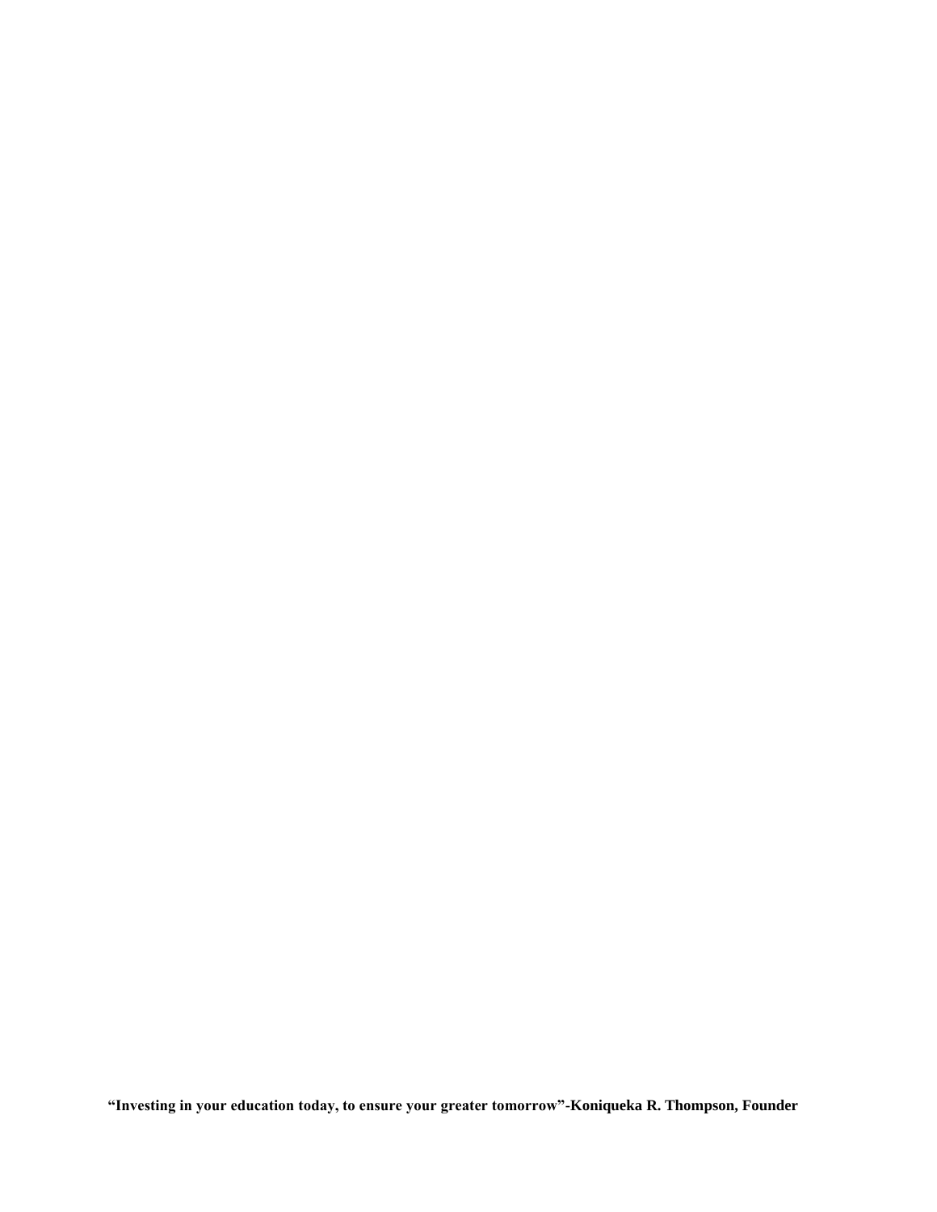**“Investing in your education today, to ensure your greater tomorrow”-Koniqueka R. Thompson, Founder**